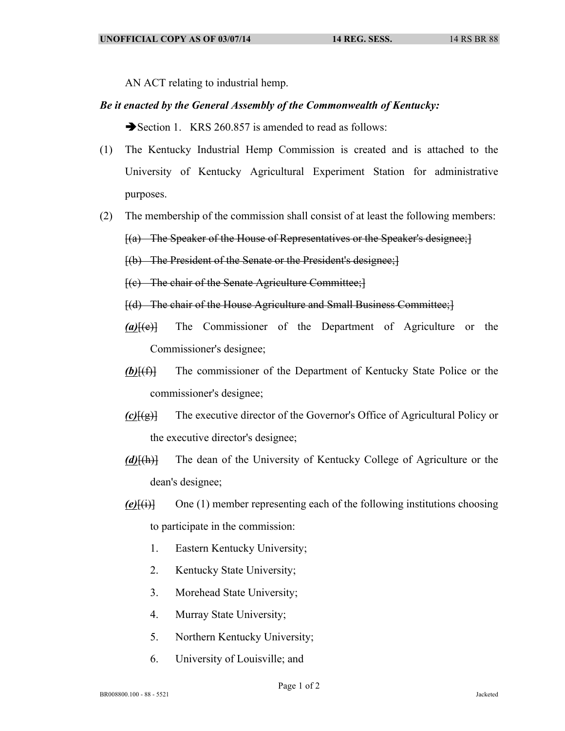AN ACT relating to industrial hemp.

***Be it enacted by the General Assembly of the Commonwealth of Kentucky:***

➔Section 1. KRS 260.857 is amended to read as follows:

(1) The Kentucky Industrial Hemp Commission is created and is attached to the University of Kentucky Agricultural Experiment Station for administrative purposes.

(2) The membership of the commission shall consist of at least the following members:

[~~(a) The Speaker of the House of Representatives or the Speaker's designee;~~]

[~~(b) The President of the Senate or the President's designee;~~]

[~~(c) The chair of the Senate Agriculture Committee;~~]

[~~(d) The chair of the House Agriculture and Small Business Committee;~~]

***(a)***[~~(e)~~] The Commissioner of the Department of Agriculture or the Commissioner's designee;

***(b)***[~~(f)~~] The commissioner of the Department of Kentucky State Police or the commissioner's designee;

***(c)***[~~(g)~~] The executive director of the Governor's Office of Agricultural Policy or the executive director's designee;

***(d)***[~~(h)~~] The dean of the University of Kentucky College of Agriculture or the dean's designee;

***(e)***[~~(i)~~] One (1) member representing each of the following institutions choosing to participate in the commission:

1. Eastern Kentucky University;
2. Kentucky State University;
3. Morehead State University;
4. Murray State University;
5. Northern Kentucky University;
6. University of Louisville; and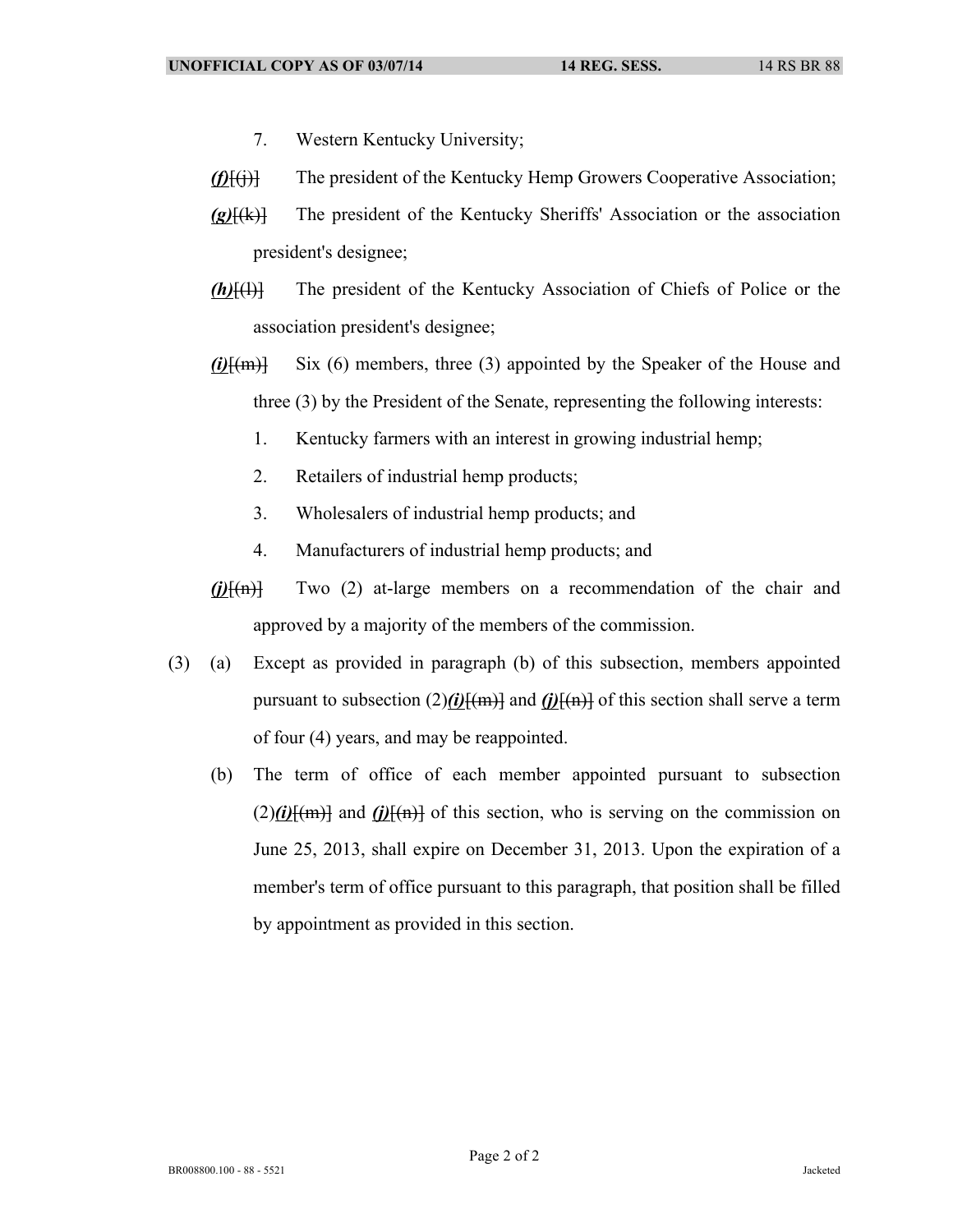7. Western Kentucky University;

***(f)***~~[(j)]~~ The president of the Kentucky Hemp Growers Cooperative Association;

***(g)***~~[(k)]~~ The president of the Kentucky Sheriffs' Association or the association president's designee;

***(h)***~~[(l)]~~ The president of the Kentucky Association of Chiefs of Police or the association president's designee;

***(i)***~~[(m)]~~ Six (6) members, three (3) appointed by the Speaker of the House and three (3) by the President of the Senate, representing the following interests:

1. Kentucky farmers with an interest in growing industrial hemp;
2. Retailers of industrial hemp products;
3. Wholesalers of industrial hemp products; and
4. Manufacturers of industrial hemp products; and

***(j)***~~[(n)]~~ Two (2) at-large members on a recommendation of the chair and approved by a majority of the members of the commission.

(3) (a) Except as provided in paragraph (b) of this subsection, members appointed pursuant to subsection (2)***(i)***~~[(m)]~~ and ***(j)***~~[(n)]~~ of this section shall serve a term of four (4) years, and may be reappointed.

(b) The term of office of each member appointed pursuant to subsection (2)***(i)***~~[(m)]~~ and ***(j)***~~[(n)]~~ of this section, who is serving on the commission on June 25, 2013, shall expire on December 31, 2013. Upon the expiration of a member's term of office pursuant to this paragraph, that position shall be filled by appointment as provided in this section.